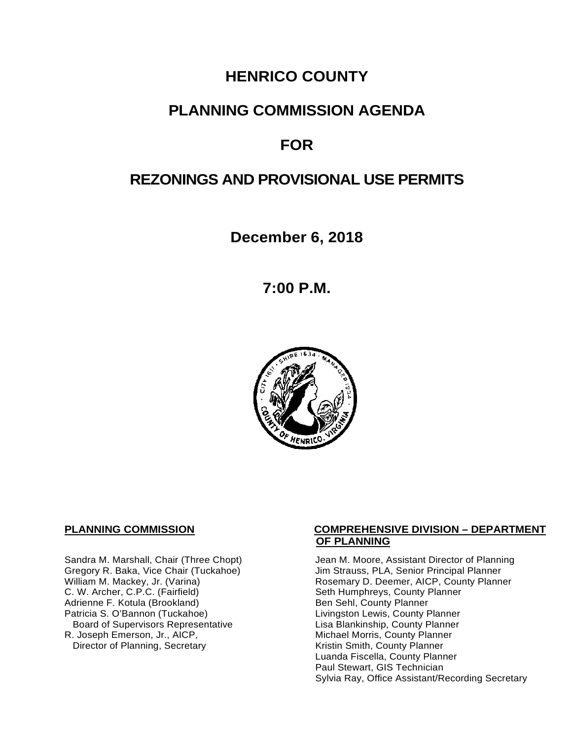# HENRICO COUNTY

## PLANNING COMMISSION AGENDA

## FOR

## REZONINGS AND PROVISIONAL USE PERMITS

**December 6, 2018**

**7:00 P.M.**

**PLANNING COMMISSION**

Sandra M. Marshall, Chair (Three Chopt)
Gregory R. Baka, Vice Chair (Tuckahoe)
William M. Mackey, Jr. (Varina)
C. W. Archer, C.P.C. (Fairfield)
Adrienne F. Kotula (Brookland)
Patricia S. O'Bannon (Tuckahoe)
Board of Supervisors Representative
R. Joseph Emerson, Jr., AICP,
Director of Planning, Secretary

**COMPREHENSIVE DIVISION – DEPARTMENT OF PLANNING**

Jean M. Moore, Assistant Director of Planning
Jim Strauss, PLA, Senior Principal Planner
Rosemary D. Deemer, AICP, County Planner
Seth Humphreys, County Planner
Ben Sehl, County Planner
Livingston Lewis, County Planner
Lisa Blankinship, County Planner
Michael Morris, County Planner
Kristin Smith, County Planner
Luanda Fiscella, County Planner
Paul Stewart, GIS Technician
Sylvia Ray, Office Assistant/Recording Secretary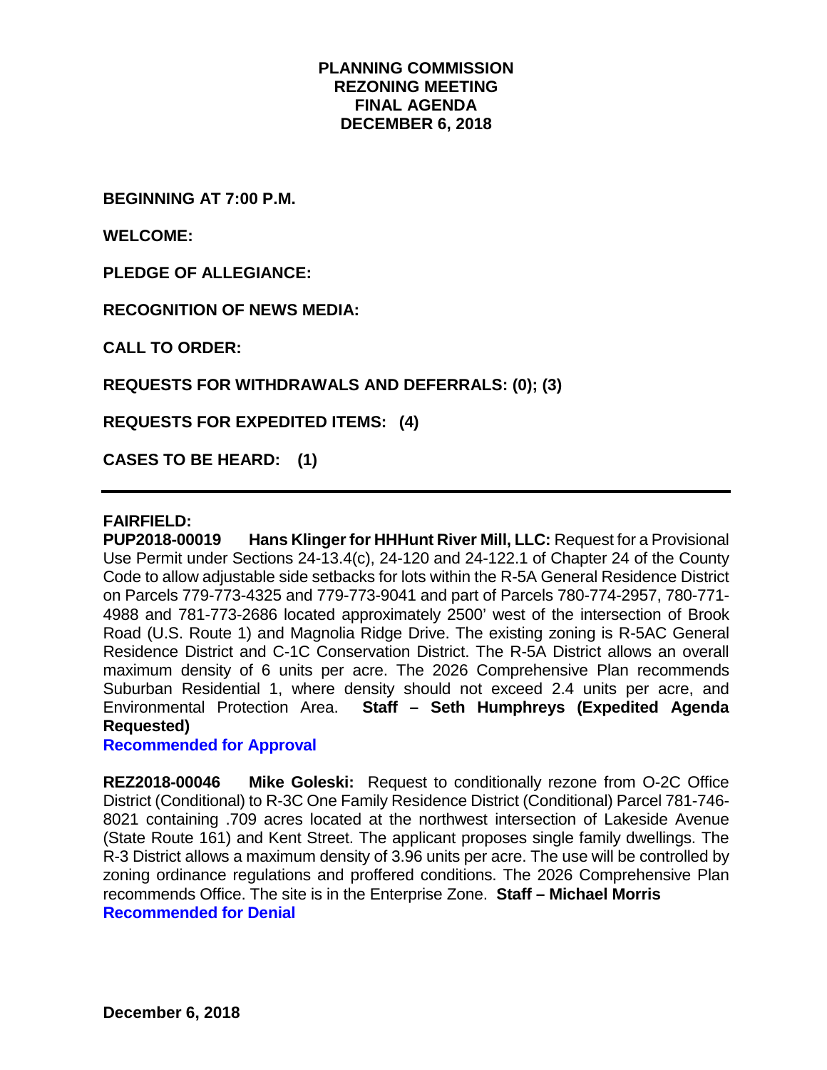**PLANNING COMMISSION**
**REZONING MEETING**
**FINAL AGENDA**
**DECEMBER 6, 2018**

**BEGINNING AT 7:00 P.M.**

**WELCOME:**

**PLEDGE OF ALLEGIANCE:**

**RECOGNITION OF NEWS MEDIA:**

**CALL TO ORDER:**

**REQUESTS FOR WITHDRAWALS AND DEFERRALS: (0); (3)**

**REQUESTS FOR EXPEDITED ITEMS: (4)**

**CASES TO BE HEARD: (1)**

---

**FAIRFIELD:**

**PUP2018-00019 Hans Klinger for HHHunt River Mill, LLC:** Request for a Provisional Use Permit under Sections 24-13.4(c), 24-120 and 24-122.1 of Chapter 24 of the County Code to allow adjustable side setbacks for lots within the R-5A General Residence District on Parcels 779-773-4325 and 779-773-9041 and part of Parcels 780-774-2957, 780-771-4988 and 781-773-2686 located approximately 2500' west of the intersection of Brook Road (U.S. Route 1) and Magnolia Ridge Drive. The existing zoning is R-5AC General Residence District and C-1C Conservation District. The R-5A District allows an overall maximum density of 6 units per acre. The 2026 Comprehensive Plan recommends Suburban Residential 1, where density should not exceed 2.4 units per acre, and Environmental Protection Area. **Staff – Seth Humphreys (Expedited Agenda Requested)**

**Recommended for Approval**

**REZ2018-00046 Mike Goleski:** Request to conditionally rezone from O-2C Office District (Conditional) to R-3C One Family Residence District (Conditional) Parcel 781-746-8021 containing .709 acres located at the northwest intersection of Lakeside Avenue (State Route 161) and Kent Street. The applicant proposes single family dwellings. The R-3 District allows a maximum density of 3.96 units per acre. The use will be controlled by zoning ordinance regulations and proffered conditions. The 2026 Comprehensive Plan recommends Office. The site is in the Enterprise Zone. **Staff – Michael Morris**

**Recommended for Denial**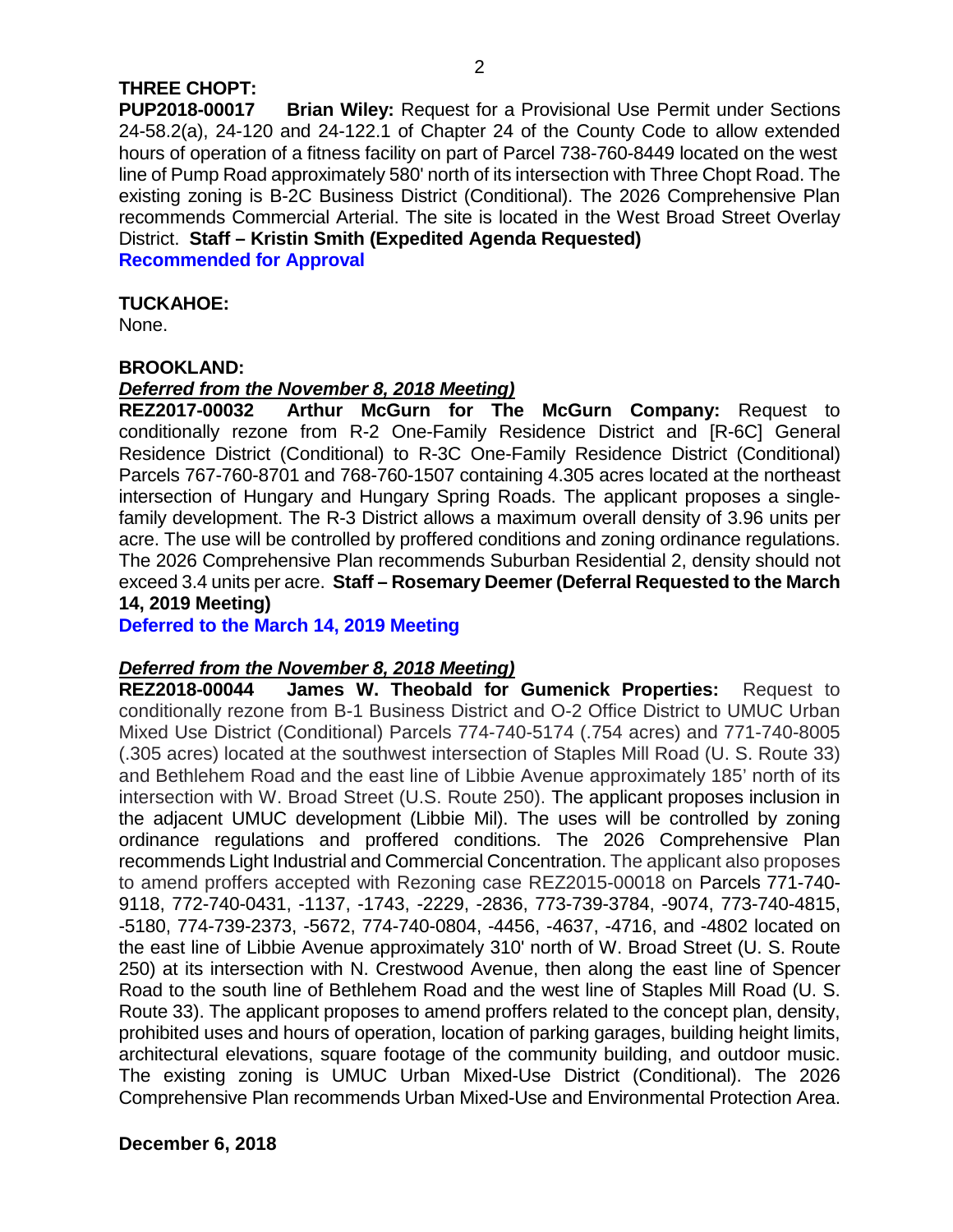**THREE CHOPT:**

**PUP2018-00017 Brian Wiley:** Request for a Provisional Use Permit under Sections 24-58.2(a), 24-120 and 24-122.1 of Chapter 24 of the County Code to allow extended hours of operation of a fitness facility on part of Parcel 738-760-8449 located on the west line of Pump Road approximately 580' north of its intersection with Three Chopt Road. The existing zoning is B-2C Business District (Conditional). The 2026 Comprehensive Plan recommends Commercial Arterial. The site is located in the West Broad Street Overlay District. **Staff – Kristin Smith (Expedited Agenda Requested)**

**Recommended for Approval**

**TUCKAHOE:**

None.

**BROOKLAND:**

***Deferred from the November 8, 2018 Meeting)***

**REZ2017-00032 Arthur McGurn for The McGurn Company:** Request to conditionally rezone from R-2 One-Family Residence District and [R-6C] General Residence District (Conditional) to R-3C One-Family Residence District (Conditional) Parcels 767-760-8701 and 768-760-1507 containing 4.305 acres located at the northeast intersection of Hungary and Hungary Spring Roads. The applicant proposes a single-family development. The R-3 District allows a maximum overall density of 3.96 units per acre. The use will be controlled by proffered conditions and zoning ordinance regulations. The 2026 Comprehensive Plan recommends Suburban Residential 2, density should not exceed 3.4 units per acre. **Staff – Rosemary Deemer (Deferral Requested to the March 14, 2019 Meeting)**

**Deferred to the March 14, 2019 Meeting**

***Deferred from the November 8, 2018 Meeting)***

**REZ2018-00044 James W. Theobald for Gumenick Properties:** Request to conditionally rezone from B-1 Business District and O-2 Office District to UMUC Urban Mixed Use District (Conditional) Parcels 774-740-5174 (.754 acres) and 771-740-8005 (.305 acres) located at the southwest intersection of Staples Mill Road (U. S. Route 33) and Bethlehem Road and the east line of Libbie Avenue approximately 185' north of its intersection with W. Broad Street (U.S. Route 250). The applicant proposes inclusion in the adjacent UMUC development (Libbie Mil). The uses will be controlled by zoning ordinance regulations and proffered conditions. The 2026 Comprehensive Plan recommends Light Industrial and Commercial Concentration. The applicant also proposes to amend proffers accepted with Rezoning case REZ2015-00018 on Parcels 771-740-9118, 772-740-0431, -1137, -1743, -2229, -2836, 773-739-3784, -9074, 773-740-4815, -5180, 774-739-2373, -5672, 774-740-0804, -4456, -4637, -4716, and -4802 located on the east line of Libbie Avenue approximately 310' north of W. Broad Street (U. S. Route 250) at its intersection with N. Crestwood Avenue, then along the east line of Spencer Road to the south line of Bethlehem Road and the west line of Staples Mill Road (U. S. Route 33). The applicant proposes to amend proffers related to the concept plan, density, prohibited uses and hours of operation, location of parking garages, building height limits, architectural elevations, square footage of the community building, and outdoor music. The existing zoning is UMUC Urban Mixed-Use District (Conditional). The 2026 Comprehensive Plan recommends Urban Mixed-Use and Environmental Protection Area.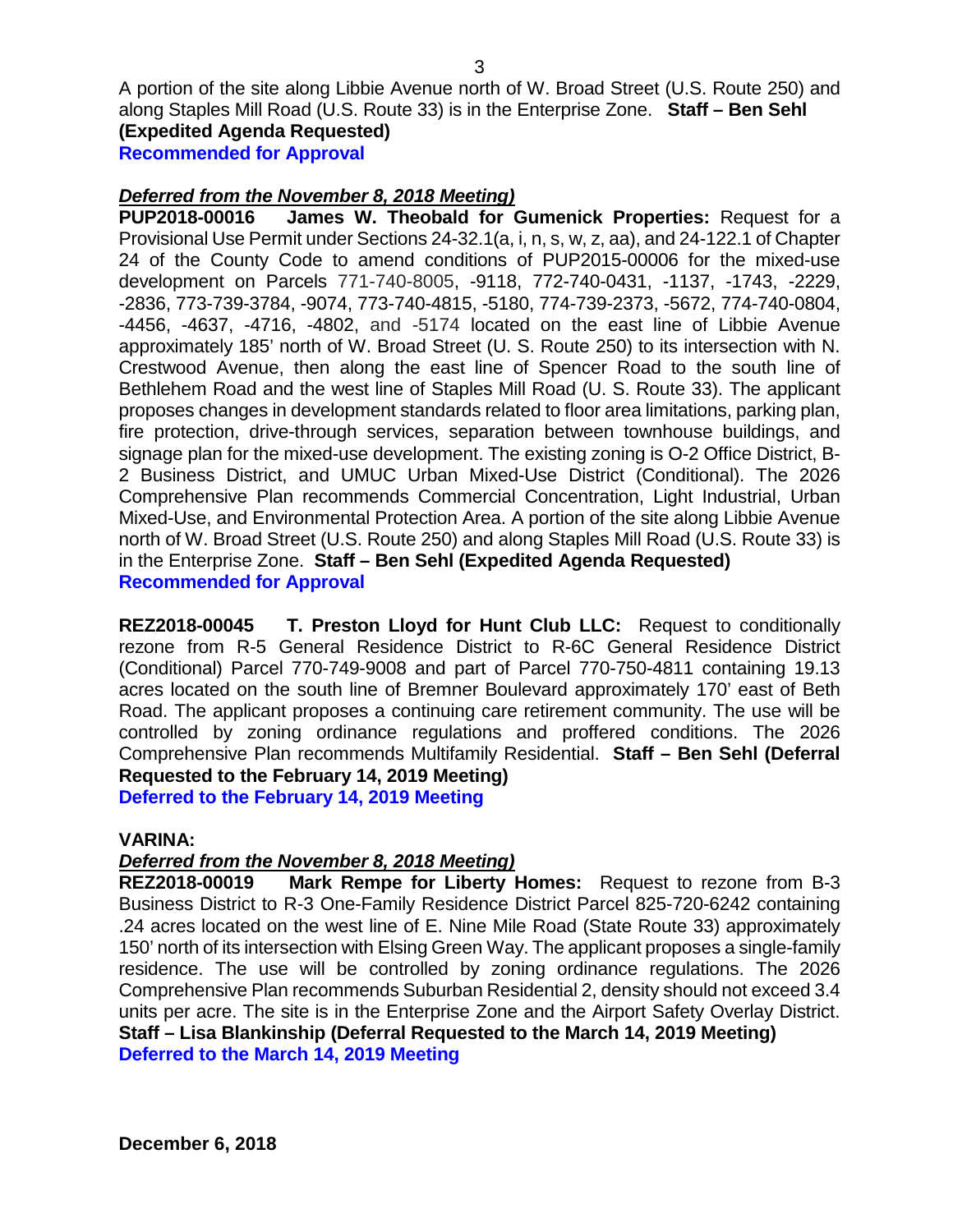A portion of the site along Libbie Avenue north of W. Broad Street (U.S. Route 250) and along Staples Mill Road (U.S. Route 33) is in the Enterprise Zone. **Staff – Ben Sehl (Expedited Agenda Requested)**
**Recommended for Approval**

***Deferred from the November 8, 2018 Meeting)***
**PUP2018-00016 James W. Theobald for Gumenick Properties:** Request for a Provisional Use Permit under Sections 24-32.1(a, i, n, s, w, z, aa), and 24-122.1 of Chapter 24 of the County Code to amend conditions of PUP2015-00006 for the mixed-use development on Parcels 771-740-8005, -9118, 772-740-0431, -1137, -1743, -2229, -2836, 773-739-3784, -9074, 773-740-4815, -5180, 774-739-2373, -5672, 774-740-0804, -4456, -4637, -4716, -4802, and -5174 located on the east line of Libbie Avenue approximately 185' north of W. Broad Street (U. S. Route 250) to its intersection with N. Crestwood Avenue, then along the east line of Spencer Road to the south line of Bethlehem Road and the west line of Staples Mill Road (U. S. Route 33). The applicant proposes changes in development standards related to floor area limitations, parking plan, fire protection, drive-through services, separation between townhouse buildings, and signage plan for the mixed-use development. The existing zoning is O-2 Office District, B-2 Business District, and UMUC Urban Mixed-Use District (Conditional). The 2026 Comprehensive Plan recommends Commercial Concentration, Light Industrial, Urban Mixed-Use, and Environmental Protection Area. A portion of the site along Libbie Avenue north of W. Broad Street (U.S. Route 250) and along Staples Mill Road (U.S. Route 33) is in the Enterprise Zone. **Staff – Ben Sehl (Expedited Agenda Requested)**
**Recommended for Approval**

**REZ2018-00045 T. Preston Lloyd for Hunt Club LLC:** Request to conditionally rezone from R-5 General Residence District to R-6C General Residence District (Conditional) Parcel 770-749-9008 and part of Parcel 770-750-4811 containing 19.13 acres located on the south line of Bremner Boulevard approximately 170' east of Beth Road. The applicant proposes a continuing care retirement community. The use will be controlled by zoning ordinance regulations and proffered conditions. The 2026 Comprehensive Plan recommends Multifamily Residential. **Staff – Ben Sehl (Deferral Requested to the February 14, 2019 Meeting)**
**Deferred to the February 14, 2019 Meeting**

**VARINA:**

***Deferred from the November 8, 2018 Meeting)***
**REZ2018-00019 Mark Rempe for Liberty Homes:** Request to rezone from B-3 Business District to R-3 One-Family Residence District Parcel 825-720-6242 containing .24 acres located on the west line of E. Nine Mile Road (State Route 33) approximately 150' north of its intersection with Elsing Green Way. The applicant proposes a single-family residence. The use will be controlled by zoning ordinance regulations. The 2026 Comprehensive Plan recommends Suburban Residential 2, density should not exceed 3.4 units per acre. The site is in the Enterprise Zone and the Airport Safety Overlay District. **Staff – Lisa Blankinship (Deferral Requested to the March 14, 2019 Meeting)**
**Deferred to the March 14, 2019 Meeting**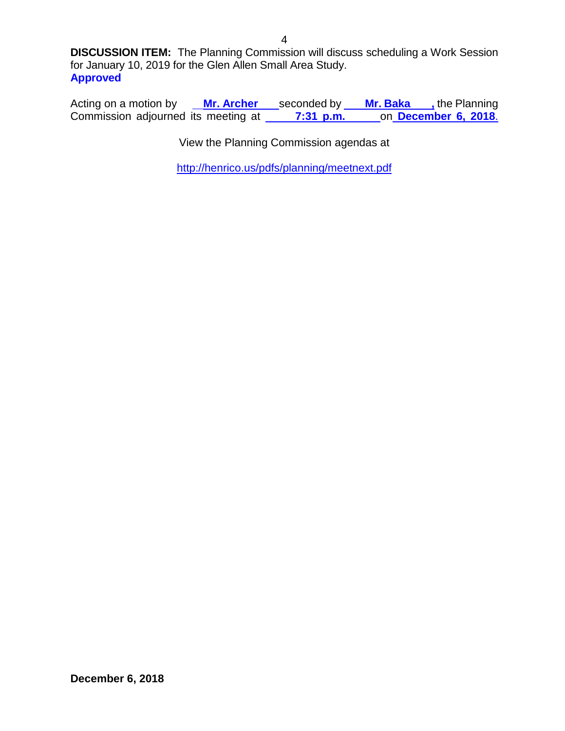**DISCUSSION ITEM:** The Planning Commission will discuss scheduling a Work Session for January 10, 2019 for the Glen Allen Small Area Study.
**Approved**

Acting on a motion by **Mr. Archer** seconded by **Mr. Baka**, the Planning Commission adjourned its meeting at **7:31 p.m.** on **December 6, 2018**.

View the Planning Commission agendas at

http://henrico.us/pdfs/planning/meetnext.pdf